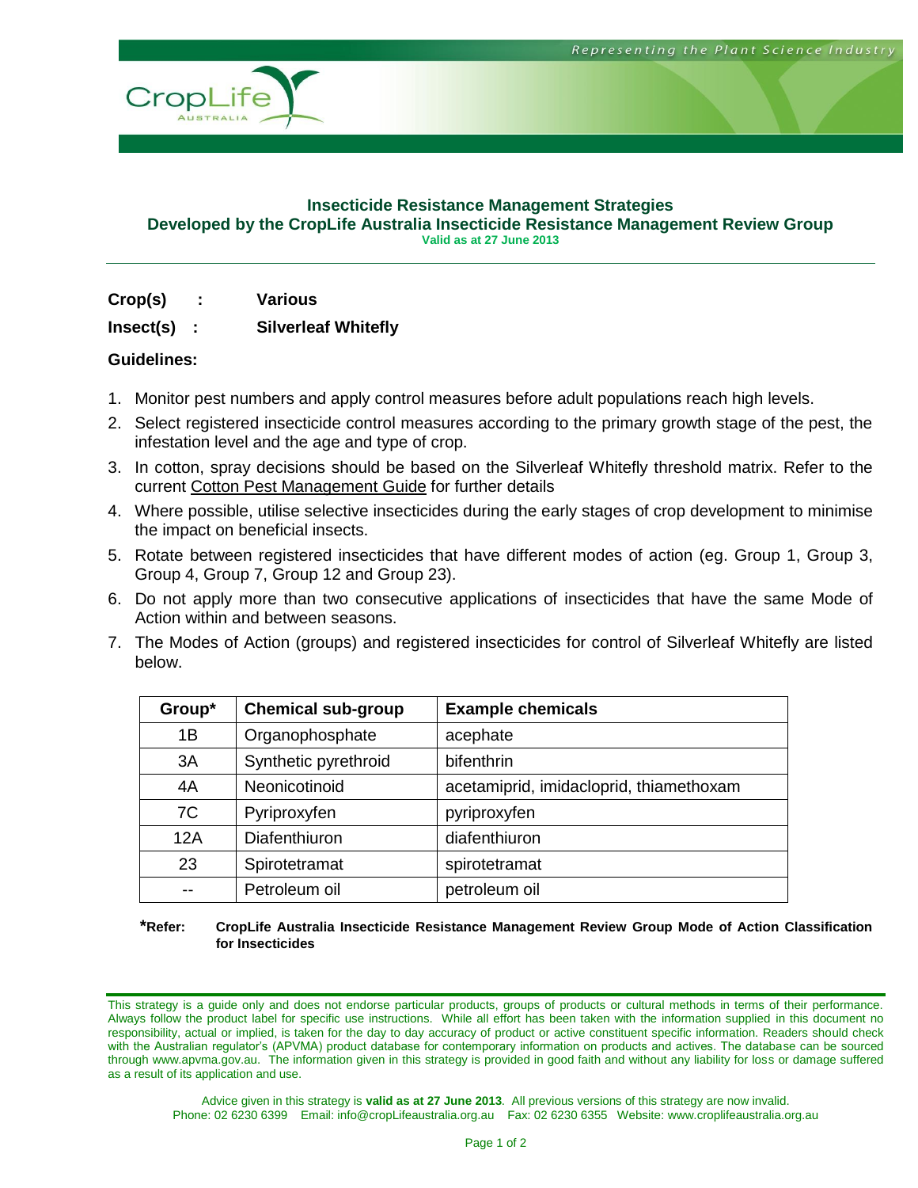CropLife AUSTRALIA

Representing the Plant Science Industry

# Insecticide Resistance Management Strategies

## Developed by the CropLife Australia Insecticide Resistance Management Review Group

**Valid as at 27 June 2013**

**Crop(s) :** **Various**

**Insect(s) :** **Silverleaf Whitefly**

**Guidelines:**

1. Monitor pest numbers and apply control measures before adult populations reach high levels.
2. Select registered insecticide control measures according to the primary growth stage of the pest, the infestation level and the age and type of crop.
3. In cotton, spray decisions should be based on the Silverleaf Whitefly threshold matrix. Refer to the current Cotton Pest Management Guide for further details
4. Where possible, utilise selective insecticides during the early stages of crop development to minimise the impact on beneficial insects.
5. Rotate between registered insecticides that have different modes of action (eg. Group 1, Group 3, Group 4, Group 7, Group 12 and Group 23).
6. Do not apply more than two consecutive applications of insecticides that have the same Mode of Action within and between seasons.
7. The Modes of Action (groups) and registered insecticides for control of Silverleaf Whitefly are listed below.

| Group* | Chemical sub-group | Example chemicals |
|---|---|---|
| 1B | Organophosphate | acephate |
| 3A | Synthetic pyrethroid | bifenthrin |
| 4A | Neonicotinoid | acetamiprid, imidacloprid, thiamethoxam |
| 7C | Pyriproxyfen | pyriproxyfen |
| 12A | Diafenthiuron | diafenthiuron |
| 23 | Spirotetramat | spirotetramat |
| -- | Petroleum oil | petroleum oil |

***Refer:** **CropLife Australia Insecticide Resistance Management Review Group Mode of Action Classification for Insecticides**

This strategy is a guide only and does not endorse particular products, groups of products or cultural methods in terms of their performance. Always follow the product label for specific use instructions. While all effort has been taken with the information supplied in this document no responsibility, actual or implied, is taken for the day to day accuracy of product or active constituent specific information. Readers should check with the Australian regulator's (APVMA) product database for contemporary information on products and actives. The database can be sourced through www.apvma.gov.au. The information given in this strategy is provided in good faith and without any liability for loss or damage suffered as a result of its application and use.

Advice given in this strategy is **valid as at 27 June 2013**. All previous versions of this strategy are now invalid.
Phone: 02 6230 6399 Email: info@cropLifeaustralia.org.au Fax: 02 6230 6355 Website: www.croplifeaustralia.org.au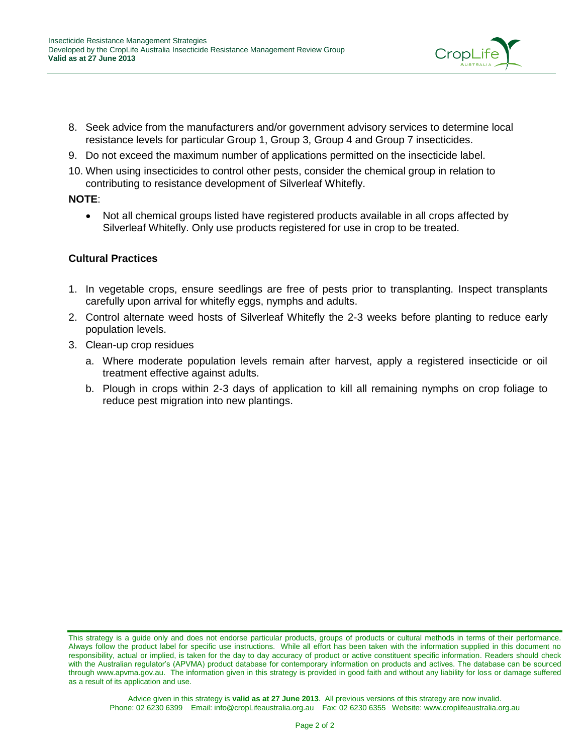8. Seek advice from the manufacturers and/or government advisory services to determine local resistance levels for particular Group 1, Group 3, Group 4 and Group 7 insecticides.
9. Do not exceed the maximum number of applications permitted on the insecticide label.
10. When using insecticides to control other pests, consider the chemical group in relation to contributing to resistance development of Silverleaf Whitefly.

**NOTE**:

- Not all chemical groups listed have registered products available in all crops affected by Silverleaf Whitefly. Only use products registered for use in crop to be treated.

### Cultural Practices

1. In vegetable crops, ensure seedlings are free of pests prior to transplanting. Inspect transplants carefully upon arrival for whitefly eggs, nymphs and adults.
2. Control alternate weed hosts of Silverleaf Whitefly the 2-3 weeks before planting to reduce early population levels.
3. Clean-up crop residues
   a. Where moderate population levels remain after harvest, apply a registered insecticide or oil treatment effective against adults.
   b. Plough in crops within 2-3 days of application to kill all remaining nymphs on crop foliage to reduce pest migration into new plantings.

This strategy is a guide only and does not endorse particular products, groups of products or cultural methods in terms of their performance. Always follow the product label for specific use instructions. While all effort has been taken with the information supplied in this document no responsibility, actual or implied, is taken for the day to day accuracy of product or active constituent specific information. Readers should check with the Australian regulator's (APVMA) product database for contemporary information on products and actives. The database can be sourced through www.apvma.gov.au. The information given in this strategy is provided in good faith and without any liability for loss or damage suffered as a result of its application and use.

Advice given in this strategy is **valid as at 27 June 2013**. All previous versions of this strategy are now invalid.
Phone: 02 6230 6399 Email: info@cropLifeaustralia.org.au Fax: 02 6230 6355 Website: www.croplifeaustralia.org.au